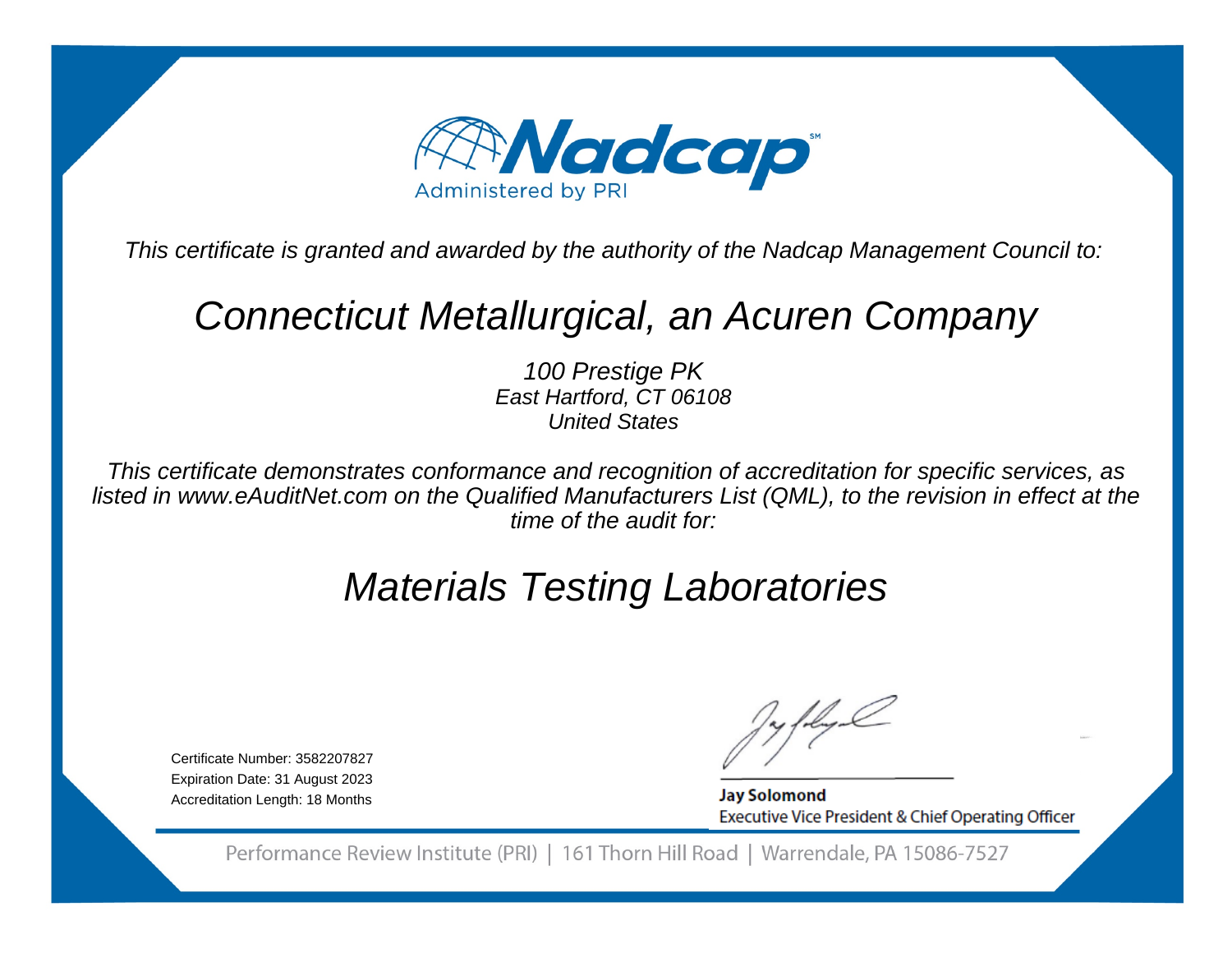# Nadcap

Administered by PRI

*This certificate is granted and awarded by the authority of the Nadcap Management Council to:*

## *Connecticut Metallurgical, an Acuren Company*

*100 Prestige PK*
*East Hartford, CT 06108*
*United States*

*This certificate demonstrates conformance and recognition of accreditation for specific services, as listed in www.eAuditNet.com on the Qualified Manufacturers List (QML), to the revision in effect at the time of the audit for:*

## *Materials Testing Laboratories*

Certificate Number: 3582207827
Expiration Date: 31 August 2023
Accreditation Length: 18 Months

**Jay Solomond**
Executive Vice President & Chief Operating Officer

Performance Review Institute (PRI) | 161 Thorn Hill Road | Warrendale, PA 15086-7527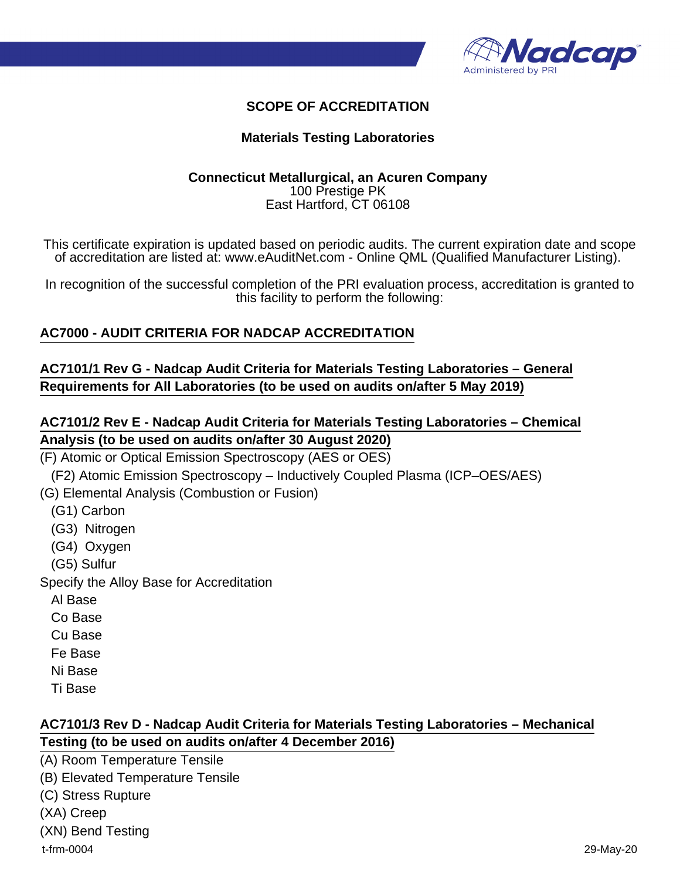# SCOPE OF ACCREDITATION

## Materials Testing Laboratories

**Connecticut Metallurgical, an Acuren Company**
100 Prestige PK
East Hartford, CT 06108

This certificate expiration is updated based on periodic audits. The current expiration date and scope of accreditation are listed at: www.eAuditNet.com - Online QML (Qualified Manufacturer Listing).

In recognition of the successful completion of the PRI evaluation process, accreditation is granted to this facility to perform the following:

### AC7000 - AUDIT CRITERIA FOR NADCAP ACCREDITATION

### AC7101/1 Rev G - Nadcap Audit Criteria for Materials Testing Laboratories – General Requirements for All Laboratories (to be used on audits on/after 5 May 2019)

### AC7101/2 Rev E - Nadcap Audit Criteria for Materials Testing Laboratories – Chemical Analysis (to be used on audits on/after 30 August 2020)

(F) Atomic or Optical Emission Spectroscopy (AES or OES)
- (F2) Atomic Emission Spectroscopy – Inductively Coupled Plasma (ICP–OES/AES)

(G) Elemental Analysis (Combustion or Fusion)
- (G1) Carbon
- (G3) Nitrogen
- (G4) Oxygen
- (G5) Sulfur

Specify the Alloy Base for Accreditation
- Al Base
- Co Base
- Cu Base
- Fe Base
- Ni Base
- Ti Base

### AC7101/3 Rev D - Nadcap Audit Criteria for Materials Testing Laboratories – Mechanical Testing (to be used on audits on/after 4 December 2016)

(A) Room Temperature Tensile
(B) Elevated Temperature Tensile
(C) Stress Rupture
(XA) Creep
(XN) Bend Testing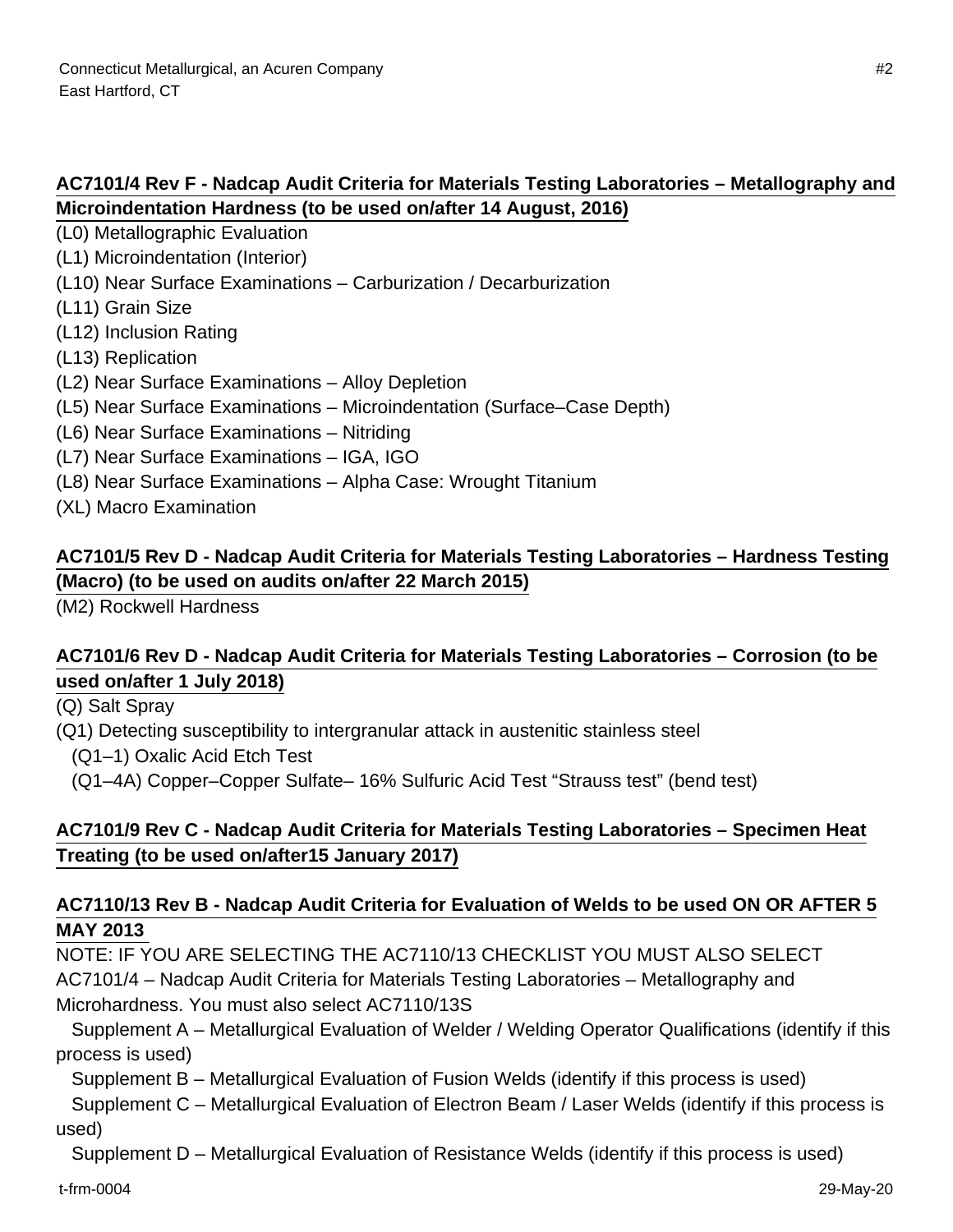## AC7101/4 Rev F - Nadcap Audit Criteria for Materials Testing Laboratories – Metallography and Microindentation Hardness (to be used on/after 14 August, 2016)

(L0) Metallographic Evaluation
(L1) Microindentation (Interior)
(L10) Near Surface Examinations – Carburization / Decarburization
(L11) Grain Size
(L12) Inclusion Rating
(L13) Replication
(L2) Near Surface Examinations – Alloy Depletion
(L5) Near Surface Examinations – Microindentation (Surface–Case Depth)
(L6) Near Surface Examinations – Nitriding
(L7) Near Surface Examinations – IGA, IGO
(L8) Near Surface Examinations – Alpha Case: Wrought Titanium
(XL) Macro Examination

## AC7101/5 Rev D - Nadcap Audit Criteria for Materials Testing Laboratories – Hardness Testing (Macro) (to be used on audits on/after 22 March 2015)

(M2) Rockwell Hardness

## AC7101/6 Rev D - Nadcap Audit Criteria for Materials Testing Laboratories – Corrosion (to be used on/after 1 July 2018)

(Q) Salt Spray
(Q1) Detecting susceptibility to intergranular attack in austenitic stainless steel
  (Q1–1) Oxalic Acid Etch Test
  (Q1–4A) Copper–Copper Sulfate– 16% Sulfuric Acid Test "Strauss test" (bend test)

## AC7101/9 Rev C - Nadcap Audit Criteria for Materials Testing Laboratories – Specimen Heat Treating (to be used on/after15 January 2017)

## AC7110/13 Rev B - Nadcap Audit Criteria for Evaluation of Welds to be used ON OR AFTER 5 MAY 2013

NOTE: IF YOU ARE SELECTING THE AC7110/13 CHECKLIST YOU MUST ALSO SELECT AC7101/4 – Nadcap Audit Criteria for Materials Testing Laboratories – Metallography and Microhardness. You must also select AC7110/13S

  Supplement A – Metallurgical Evaluation of Welder / Welding Operator Qualifications (identify if this process is used)
  Supplement B – Metallurgical Evaluation of Fusion Welds (identify if this process is used)
  Supplement C – Metallurgical Evaluation of Electron Beam / Laser Welds (identify if this process is used)
  Supplement D – Metallurgical Evaluation of Resistance Welds (identify if this process is used)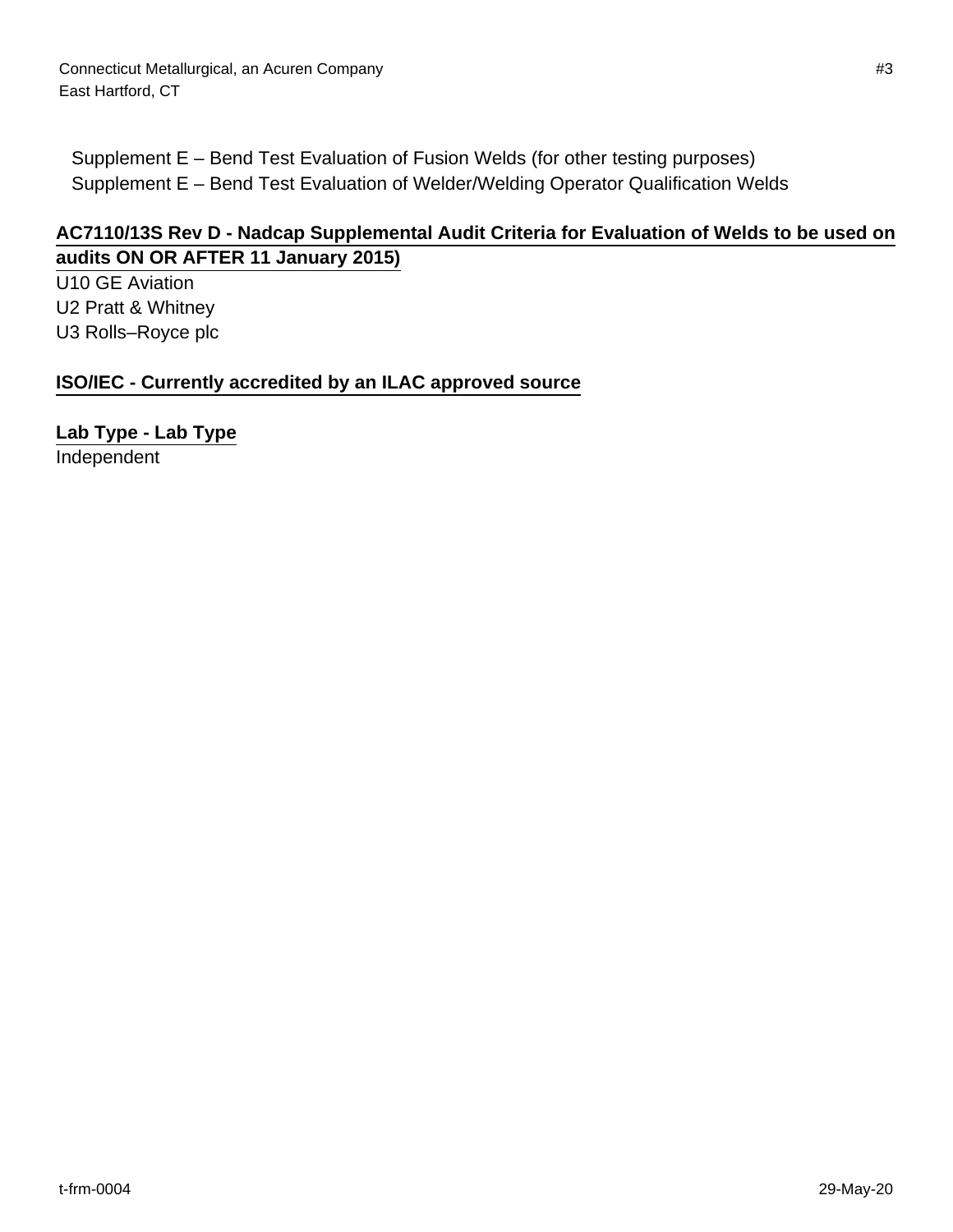Supplement E – Bend Test Evaluation of Fusion Welds (for other testing purposes)
Supplement E – Bend Test Evaluation of Welder/Welding Operator Qualification Welds

**AC7110/13S Rev D - Nadcap Supplemental Audit Criteria for Evaluation of Welds to be used on audits ON OR AFTER 11 January 2015)**

U10 GE Aviation
U2 Pratt & Whitney
U3 Rolls–Royce plc

**ISO/IEC - Currently accredited by an ILAC approved source**

**Lab Type - Lab Type**

Independent